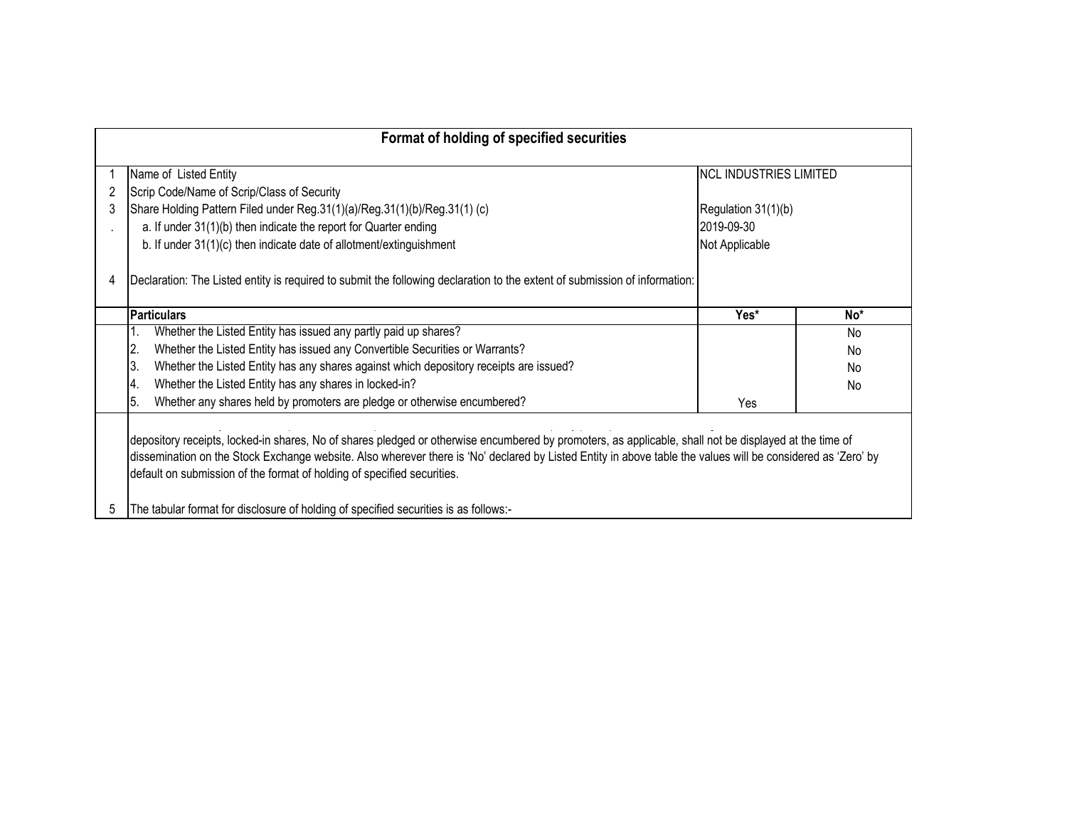# Format of holding of specified securities

| | | | |
|---|---|---|---|
| 1 | Name of Listed Entity | NCL INDUSTRIES LIMITED | |
| 2 | Scrip Code/Name of Scrip/Class of Security | | |
| 3 | Share Holding Pattern Filed under Reg.31(1)(a)/Reg.31(1)(b)/Reg.31(1) (c) | Regulation 31(1)(b) | |
| . | a. If under 31(1)(b) then indicate the report for Quarter ending | 2019-09-30 | |
| | b. If under 31(1)(c) then indicate date of allotment/extinguishment | Not Applicable | |
| 4 | Declaration: The Listed entity is required to submit the following declaration to the extent of submission of information: | | |

| | Particulars | Yes* | No* |
|---|---|---|---|
| | 1. Whether the Listed Entity has issued any partly paid up shares? | | No |
| | 2. Whether the Listed Entity has issued any Convertible Securities or Warrants? | | No |
| | 3. Whether the Listed Entity has any shares against which depository receipts are issued? | | No |
| | 4. Whether the Listed Entity has any shares in locked-in? | | No |
| | 5. Whether any shares held by promoters are pledge or otherwise encumbered? | Yes | |

depository receipts, locked-in shares, No of shares pledged or otherwise encumbered by promoters, as applicable, shall not be displayed at the time of dissemination on the Stock Exchange website. Also wherever there is 'No' declared by Listed Entity in above table the values will be considered as 'Zero' by default on submission of the format of holding of specified securities.

5 The tabular format for disclosure of holding of specified securities is as follows:-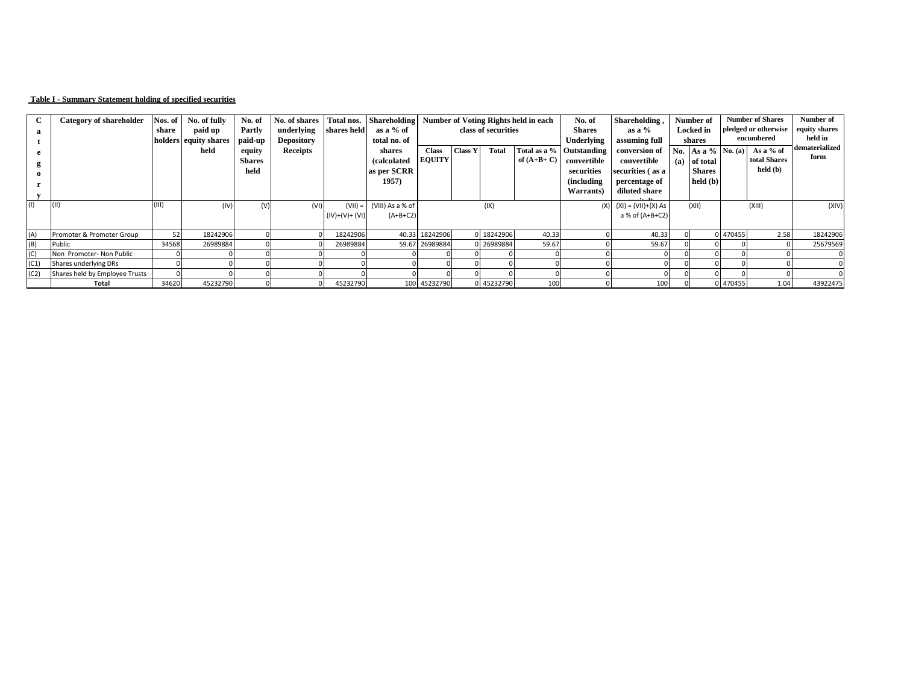**Table I - Summary Statement holding of specified securities**

| Category | Category of shareholder | Nos. of share holders | No. of fully paid up equity shares held | No. of Partly paid-up equity Shares held | No. of shares underlying Depository Receipts | Total nos. shares held | Shareholding as a % of total no. of shares (calculated as per SCRR 1957) | Number of Voting Rights held in each class of securities | | | | No. of Shares Underlying Outstanding convertible securities (including Warrants) | Shareholding , as a % assuming full conversion of convertible securities ( as a percentage of diluted share capital) | Number of Locked in shares | | Number of Shares pledged or otherwise encumbered | | Number of equity shares held in dematerialized form |
|---|---|---|---|---|---|---|---|---|---|---|---|---|---|---|---|---|---|---|
| | | | | | | | | Class EQUITY | Class Y | Total | Total as a % of (A+B+ C) | | | No. (a) | As a % of total Shares held (b) | No. (a) | As a % of total Shares held (b) | |
| (I) | (II) | (III) | (IV) | (V) | (VI) | (VII) = (IV)+(V)+ (VI) | (VIII) As a % of (A+B+C2) | (IX) | | | | (X) | (XI) = (VII)+(X) As a % of (A+B+C2) | (XII) | | (XIII) | | (XIV) |
| (A) | Promoter & Promoter Group | 52 | 18242906 | 0 | 0 | 18242906 | 40.33 | 18242906 | 0 | 18242906 | 40.33 | 0 | 40.33 | 0 | 0 | 470455 | 2.58 | 18242906 |
| (B) | Public | 34568 | 26989884 | 0 | 0 | 26989884 | 59.67 | 26989884 | 0 | 26989884 | 59.67 | 0 | 59.67 | 0 | 0 | 0 | 0 | 25679569 |
| (C) | Non Promoter- Non Public | 0 | 0 | 0 | 0 | 0 | 0 | 0 | 0 | 0 | 0 | 0 | 0 | 0 | 0 | 0 | 0 | 0 |
| (C1) | Shares underlying DRs | 0 | 0 | 0 | 0 | 0 | 0 | 0 | 0 | 0 | 0 | 0 | 0 | 0 | 0 | 0 | 0 | 0 |
| (C2) | Shares held by Employee Trusts | 0 | 0 | 0 | 0 | 0 | 0 | 0 | 0 | 0 | 0 | 0 | 0 | 0 | 0 | 0 | 0 | 0 |
| | **Total** | 34620 | 45232790 | 0 | 0 | 45232790 | 100 | 45232790 | 0 | 45232790 | 100 | 0 | 100 | 0 | 0 | 470455 | 1.04 | 43922475 |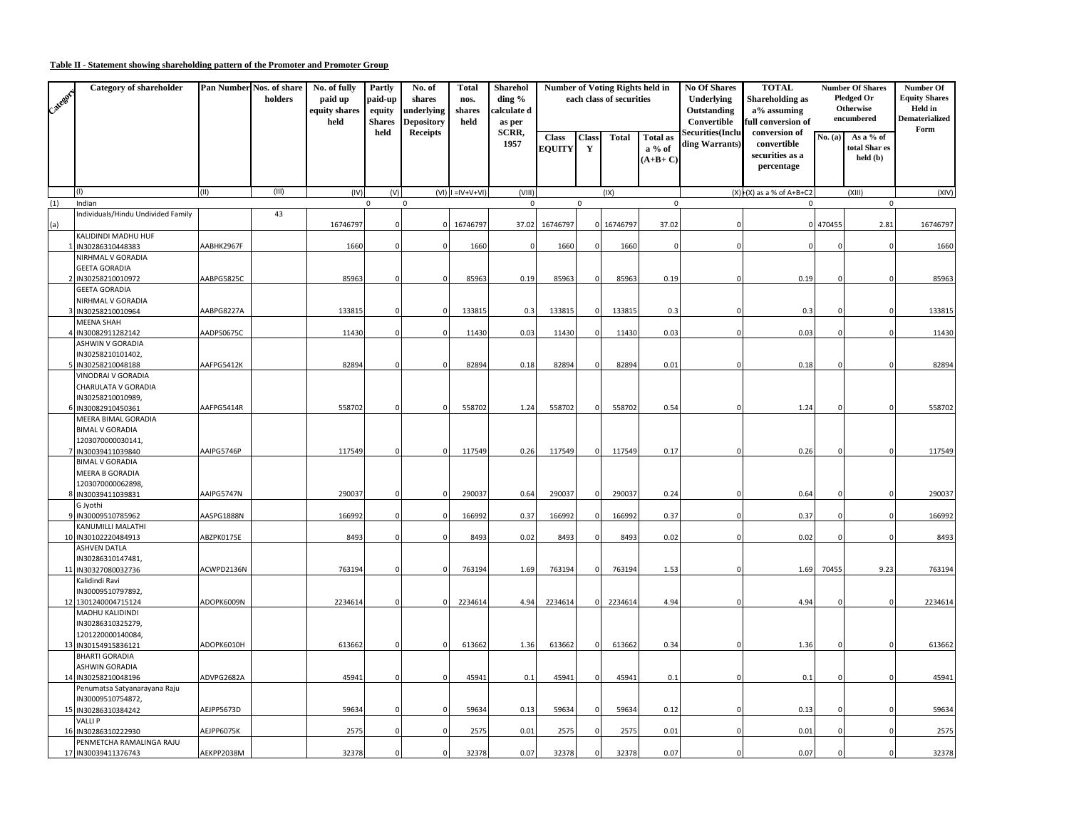**Table II - Statement showing shareholding pattern of the Promoter and Promoter Group**

| Category | Category of shareholder | Pan Number | Nos. of share holders | No. of fully paid up equity shares held | Partly paid-up equity Shares held | No. of shares underlying Depository Receipts | Total nos. shares held | Shareholding % calculated as per SCRR, 1957 | Number of Voting Rights held in each class of securities | | | | No Of Shares Underlying Outstanding Convertible Securities(Including Warrants) | TOTAL Shareholding as a% assuming full conversion of convertible securities as a percentage | Number Of Shares Pledged Or Otherwise encumbered | | Number Of Equity Shares Held in Dematerialized Form |
|---|---|---|---|---|---|---|---|---|---|---|---|---|---|---|---|---|---|
| | | | | | | | | | Class EQUITY | Class Y | Total | Total as a % of (A+B+ C) | | | No. (a) | As a % of total Shar es held (b) | |
| | (I) | (II) | (III) | (IV) | (V) | (VI) | I =IV+V+VI) | (VIII) | | | (IX) | | (X) | I(X) as a % of A+B+C2 | | (XIII) | (XIV) |
| (1) | Indian | | | 0 | 0 | | | 0 | 0 | | | 0 | | 0 | | 0 | |
| (a) | Individuals/Hindu Undivided Family | | 43 | 16746797 | 0 | 0 | 16746797 | 37.02 | 16746797 | 0 | 16746797 | 37.02 | 0 | 0 | 470455 | 2.81 | 16746797 |
| 1 | KALIDINDI MADHU HUF IN30286310448383 | AABHK2967F | | 1660 | 0 | 0 | 1660 | 0 | 1660 | 0 | 1660 | 0 | 0 | 0 | 0 | 0 | 1660 |
| 2 | NIRHMAL V GORADIA GEETA GORADIA IN30258210010972 | AABPG5825C | | 85963 | 0 | 0 | 85963 | 0.19 | 85963 | 0 | 85963 | 0.19 | 0 | 0.19 | 0 | 0 | 85963 |
| 3 | GEETA GORADIA NIRHMAL V GORADIA IN30258210010964 | AABPG8227A | | 133815 | 0 | 0 | 133815 | 0.3 | 133815 | 0 | 133815 | 0.3 | 0 | 0.3 | 0 | 0 | 133815 |
| 4 | MEENA SHAH IN30082911282142 | AADPS0675C | | 11430 | 0 | 0 | 11430 | 0.03 | 11430 | 0 | 11430 | 0.03 | 0 | 0.03 | 0 | 0 | 11430 |
| 5 | ASHWIN V GORADIA IN30258210101402, IN30258210048188 | AAFPG5412K | | 82894 | 0 | 0 | 82894 | 0.18 | 82894 | 0 | 82894 | 0.01 | 0 | 0.18 | 0 | 0 | 82894 |
| 6 | VINODRAI V GORADIA CHARULATA V GORADIA IN30258210010989, IN30082910450361 | AAFPG5414R | | 558702 | 0 | 0 | 558702 | 1.24 | 558702 | 0 | 558702 | 0.54 | 0 | 1.24 | 0 | 0 | 558702 |
| 7 | MEERA BIMAL GORADIA BIMAL V GORADIA 1203070000030141, IN30039411039840 | AAIPG5746P | | 117549 | 0 | 0 | 117549 | 0.26 | 117549 | 0 | 117549 | 0.17 | 0 | 0.26 | 0 | 0 | 117549 |
| 8 | BIMAL V GORADIA MEERA B GORADIA 1203070000062898, IN30039411039831 | AAIPG5747N | | 290037 | 0 | 0 | 290037 | 0.64 | 290037 | 0 | 290037 | 0.24 | 0 | 0.64 | 0 | 0 | 290037 |
| 9 | G Jyothi IN30009510785962 | AASPG1888N | | 166992 | 0 | 0 | 166992 | 0.37 | 166992 | 0 | 166992 | 0.37 | 0 | 0.37 | 0 | 0 | 166992 |
| 10 | KANUMILLI MALATHI IN30102220484913 | ABZPK0175E | | 8493 | 0 | 0 | 8493 | 0.02 | 8493 | 0 | 8493 | 0.02 | 0 | 0.02 | 0 | 0 | 8493 |
| 11 | ASHVEN DATLA IN30286310147481, IN30327080032736 | ACWPD2136N | | 763194 | 0 | 0 | 763194 | 1.69 | 763194 | 0 | 763194 | 1.53 | 0 | 1.69 | 70455 | 9.23 | 763194 |
| 12 | Kalidindi Ravi IN30009510797892, 1301240004715124 | ADOPK6009N | | 2234614 | 0 | 0 | 2234614 | 4.94 | 2234614 | 0 | 2234614 | 4.94 | 0 | 4.94 | 0 | 0 | 2234614 |
| 13 | MADHU KALIDINDI IN30286310325279, 1201220000140084, IN30154915836121 | ADOPK6010H | | 613662 | 0 | 0 | 613662 | 1.36 | 613662 | 0 | 613662 | 0.34 | 0 | 1.36 | 0 | 0 | 613662 |
| 14 | BHARTI GORADIA ASHWIN GORADIA IN30258210048196 | ADVPG2682A | | 45941 | 0 | 0 | 45941 | 0.1 | 45941 | 0 | 45941 | 0.1 | 0 | 0.1 | 0 | 0 | 45941 |
| 15 | Penumatsa Satyanarayana Raju IN30009510754872, IN30286310384242 | AEJPP5673D | | 59634 | 0 | 0 | 59634 | 0.13 | 59634 | 0 | 59634 | 0.12 | 0 | 0.13 | 0 | 0 | 59634 |
| 16 | VALLI P IN30286310222930 | AEJPP6075K | | 2575 | 0 | 0 | 2575 | 0.01 | 2575 | 0 | 2575 | 0.01 | 0 | 0.01 | 0 | 0 | 2575 |
| 17 | PENMETCHA RAMALINGA RAJU IN30039411376743 | AEKPP2038M | | 32378 | 0 | 0 | 32378 | 0.07 | 32378 | 0 | 32378 | 0.07 | 0 | 0.07 | 0 | 0 | 32378 |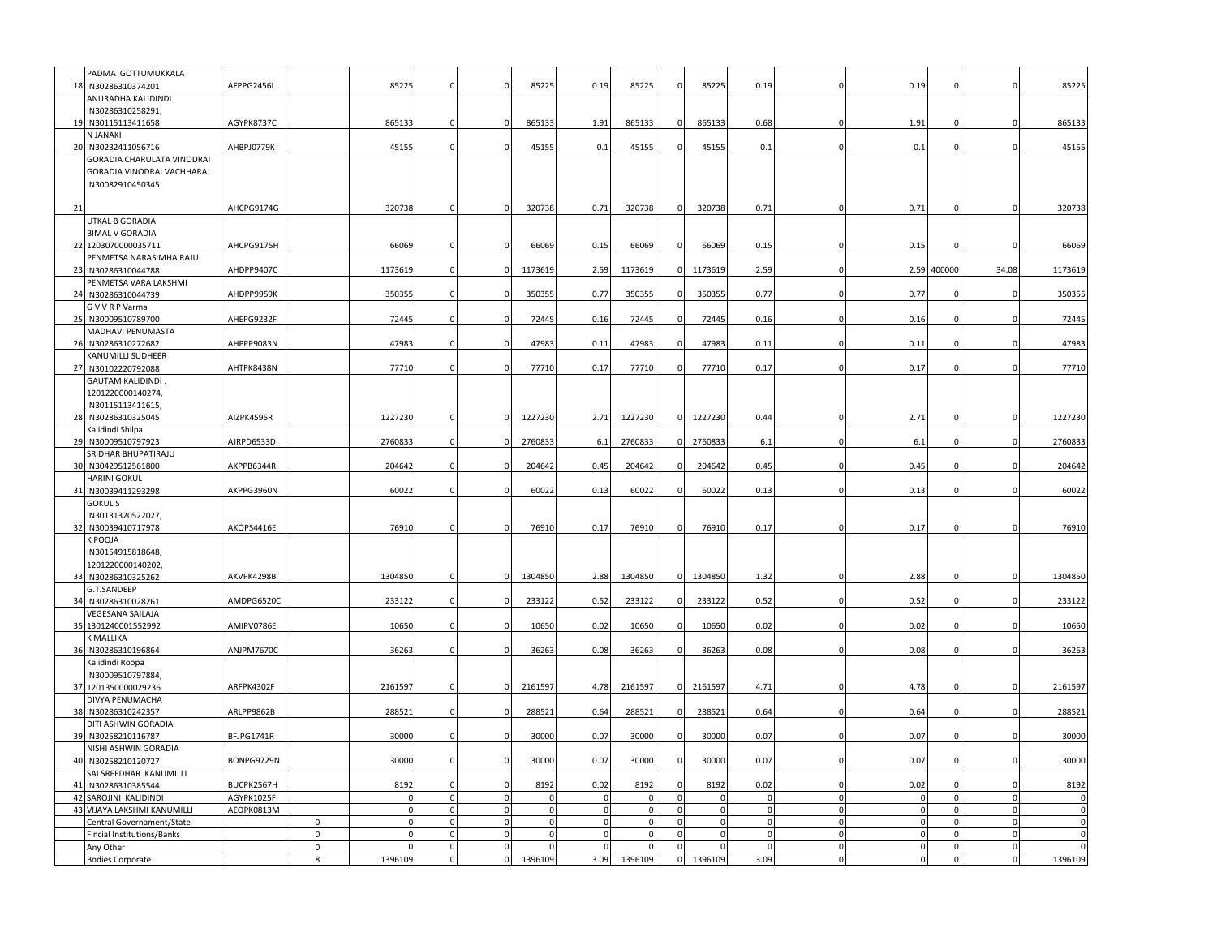| | | | | | | | | | | | | | | | | | |
|---|---|---|---|---|---|---|---|---|---|---|---|---|---|---|---|---|---|
| 18 | PADMA GOTTUMUKKALA IN30286310374201 | AFPPG2456L | | 85225 | 0 | 0 | 85225 | 0.19 | 85225 | 0 | 85225 | 0.19 | 0 | 0.19 | 0 | 0 | 85225 |
| 19 | ANURADHA KALIDINDI IN30286310258291, IN30115113411658 | AGYPK8737C | | 865133 | 0 | 0 | 865133 | 1.91 | 865133 | 0 | 865133 | 0.68 | 0 | 1.91 | 0 | 0 | 865133 |
| 20 | N JANAKI IN30232411056716 | AHBPJ0779K | | 45155 | 0 | 0 | 45155 | 0.1 | 45155 | 0 | 45155 | 0.1 | 0 | 0.1 | 0 | 0 | 45155 |
| 21 | GORADIA CHARULATA VINODRAI GORADIA VINODRAI VACHHARAJ IN30082910450345 | AHCPG9174G | | 320738 | 0 | 0 | 320738 | 0.71 | 320738 | 0 | 320738 | 0.71 | 0 | 0.71 | 0 | 0 | 320738 |
| 22 | UTKAL B GORADIA BIMAL V GORADIA 1203070000035711 | AHCPG9175H | | 66069 | 0 | 0 | 66069 | 0.15 | 66069 | 0 | 66069 | 0.15 | 0 | 0.15 | 0 | 0 | 66069 |
| 23 | PENMETSA NARASIMHA RAJU IN30286310044788 | AHDPP9407C | | 1173619 | 0 | 0 | 1173619 | 2.59 | 1173619 | 0 | 1173619 | 2.59 | 0 | 2.59 | 400000 | 34.08 | 1173619 |
| 24 | PENMETSA VARA LAKSHMI IN30286310044739 | AHDPP9959K | | 350355 | 0 | 0 | 350355 | 0.77 | 350355 | 0 | 350355 | 0.77 | 0 | 0.77 | 0 | 0 | 350355 |
| 25 | G V V R P Varma IN30009510789700 | AHEPG9232F | | 72445 | 0 | 0 | 72445 | 0.16 | 72445 | 0 | 72445 | 0.16 | 0 | 0.16 | 0 | 0 | 72445 |
| 26 | MADHAVI PENUMASTA IN30286310272682 | AHPPP9083N | | 47983 | 0 | 0 | 47983 | 0.11 | 47983 | 0 | 47983 | 0.11 | 0 | 0.11 | 0 | 0 | 47983 |
| 27 | KANUMILLI SUDHEER IN30102220792088 | AHTPK8438N | | 77710 | 0 | 0 | 77710 | 0.17 | 77710 | 0 | 77710 | 0.17 | 0 | 0.17 | 0 | 0 | 77710 |
| 28 | GAUTAM KALIDINDI . 1201220000140274, IN30115113411615, IN30286310325045 | AIZPK4595R | | 1227230 | 0 | 0 | 1227230 | 2.71 | 1227230 | 0 | 1227230 | 0.44 | 0 | 2.71 | 0 | 0 | 1227230 |
| 29 | Kalidindi Shilpa IN30009510797923 | AJRPD6533D | | 2760833 | 0 | 0 | 2760833 | 6.1 | 2760833 | 0 | 2760833 | 6.1 | 0 | 6.1 | 0 | 0 | 2760833 |
| 30 | SRIDHAR BHUPATIRAJU IN30429512561800 | AKPPB6344R | | 204642 | 0 | 0 | 204642 | 0.45 | 204642 | 0 | 204642 | 0.45 | 0 | 0.45 | 0 | 0 | 204642 |
| 31 | HARINI GOKUL IN30039411293298 | AKPPG3960N | | 60022 | 0 | 0 | 60022 | 0.13 | 60022 | 0 | 60022 | 0.13 | 0 | 0.13 | 0 | 0 | 60022 |
| 32 | GOKUL S IN30131320522027, IN30039410717978 | AKQPS4416E | | 76910 | 0 | 0 | 76910 | 0.17 | 76910 | 0 | 76910 | 0.17 | 0 | 0.17 | 0 | 0 | 76910 |
| 33 | K POOJA IN30154915818648, 1201220000140202, IN30286310325262 | AKVPK4298B | | 1304850 | 0 | 0 | 1304850 | 2.88 | 1304850 | 0 | 1304850 | 1.32 | 0 | 2.88 | 0 | 0 | 1304850 |
| 34 | G.T.SANDEEP IN30286310028261 | AMDPG6520C | | 233122 | 0 | 0 | 233122 | 0.52 | 233122 | 0 | 233122 | 0.52 | 0 | 0.52 | 0 | 0 | 233122 |
| 35 | VEGESANA SAILAJA 1301240001552992 | AMIPV0786E | | 10650 | 0 | 0 | 10650 | 0.02 | 10650 | 0 | 10650 | 0.02 | 0 | 0.02 | 0 | 0 | 10650 |
| 36 | K MALLIKA IN30286310196864 | ANJPM7670C | | 36263 | 0 | 0 | 36263 | 0.08 | 36263 | 0 | 36263 | 0.08 | 0 | 0.08 | 0 | 0 | 36263 |
| 37 | Kalidindi Roopa IN30009510797884, 1201350000029236 | ARFPK4302F | | 2161597 | 0 | 0 | 2161597 | 4.78 | 2161597 | 0 | 2161597 | 4.71 | 0 | 4.78 | 0 | 0 | 2161597 |
| 38 | DIVYA PENUMACHA IN30286310242357 | ARLPP9862B | | 288521 | 0 | 0 | 288521 | 0.64 | 288521 | 0 | 288521 | 0.64 | 0 | 0.64 | 0 | 0 | 288521 |
| 39 | DITI ASHWIN GORADIA IN30258210116787 | BFJPG1741R | | 30000 | 0 | 0 | 30000 | 0.07 | 30000 | 0 | 30000 | 0.07 | 0 | 0.07 | 0 | 0 | 30000 |
| 40 | NISHI ASHWIN GORADIA IN30258210120727 | BONPG9729N | | 30000 | 0 | 0 | 30000 | 0.07 | 30000 | 0 | 30000 | 0.07 | 0 | 0.07 | 0 | 0 | 30000 |
| 41 | SAI SREEDHAR KANUMILLI IN30286310385544 | BUCPK2567H | | 8192 | 0 | 0 | 8192 | 0.02 | 8192 | 0 | 8192 | 0.02 | 0 | 0.02 | 0 | 0 | 8192 |
| 42 | SAROJINI KALIDINDI | AGYPK1025F | | 0 | 0 | 0 | 0 | 0 | 0 | 0 | 0 | 0 | 0 | 0 | 0 | 0 | 0 |
| 43 | VIJAYA LAKSHMI KANUMILLI | AEOPK0813M | | 0 | 0 | 0 | 0 | 0 | 0 | 0 | 0 | 0 | 0 | 0 | 0 | 0 | 0 |
| | Central Governament/State | | 0 | 0 | 0 | 0 | 0 | 0 | 0 | 0 | 0 | 0 | 0 | 0 | 0 | 0 | 0 |
| | Fincial Institutions/Banks | | 0 | 0 | 0 | 0 | 0 | 0 | 0 | 0 | 0 | 0 | 0 | 0 | 0 | 0 | 0 |
| | Any Other | | 0 | 0 | 0 | 0 | 0 | 0 | 0 | 0 | 0 | 0 | 0 | 0 | 0 | 0 | 0 |
| | Bodies Corporate | | 8 | 1396109 | 0 | 0 | 1396109 | 3.09 | 1396109 | 0 | 1396109 | 3.09 | 0 | 0 | 0 | 0 | 1396109 |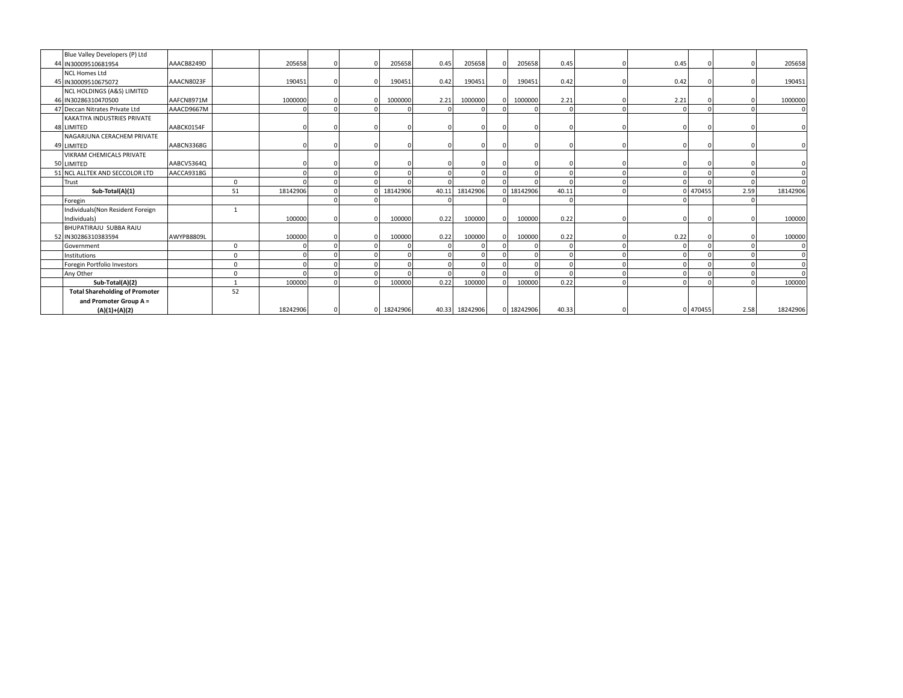| | | | | | | | | | | | | | | | | | |
|---|---|---|---|---|---|---|---|---|---|---|---|---|---|---|---|---|---|
| 44 | Blue Valley Developers (P) Ltd IN30009510681954 | AAACB8249D | | 205658 | 0 | 0 | 205658 | 0.45 | 205658 | 0 | 205658 | 0.45 | 0 | 0.45 | 0 | 0 | 205658 |
| 45 | NCL Homes Ltd IN30009510675072 | AAACN8023F | | 190451 | 0 | 0 | 190451 | 0.42 | 190451 | 0 | 190451 | 0.42 | 0 | 0.42 | 0 | 0 | 190451 |
| 46 | NCL HOLDINGS (A&S) LIMITED IN30286310470500 | AAFCN8971M | | 1000000 | 0 | 0 | 1000000 | 2.21 | 1000000 | 0 | 1000000 | 2.21 | 0 | 2.21 | 0 | 0 | 1000000 |
| 47 | Deccan Nitrates Private Ltd | AAACD9667M | | 0 | 0 | 0 | 0 | 0 | 0 | 0 | 0 | 0 | 0 | 0 | 0 | 0 | 0 |
| 48 | KAKATIYA INDUSTRIES PRIVATE LIMITED | AABCK0154F | | 0 | 0 | 0 | 0 | 0 | 0 | 0 | 0 | 0 | 0 | 0 | 0 | 0 | 0 |
| 49 | NAGARJUNA CERACHEM PRIVATE LIMITED | AABCN3368G | | 0 | 0 | 0 | 0 | 0 | 0 | 0 | 0 | 0 | 0 | 0 | 0 | 0 | 0 |
| 50 | VIKRAM CHEMICALS PRIVATE LIMITED | AABCV5364Q | | 0 | 0 | 0 | 0 | 0 | 0 | 0 | 0 | 0 | 0 | 0 | 0 | 0 | 0 |
| 51 | NCL ALLTEK AND SECCOLOR LTD | AACCA9318G | | 0 | 0 | 0 | 0 | 0 | 0 | 0 | 0 | 0 | 0 | 0 | 0 | 0 | 0 |
| | Trust | | 0 | 0 | 0 | 0 | 0 | 0 | 0 | 0 | 0 | 0 | 0 | 0 | 0 | 0 | 0 |
| | **Sub-Total(A)(1)** | | 51 | 18142906 | 0 | 0 | 18142906 | 40.11 | 18142906 | 0 | 18142906 | 40.11 | 0 | 0 | 470455 | 2.59 | 18142906 |
| | Foregin | | | | 0 | 0 | | 0 | | 0 | | 0 | | 0 | | 0 | |
| | Individuals(Non Resident Foreign Individuals) | | 1 | 100000 | 0 | 0 | 100000 | 0.22 | 100000 | 0 | 100000 | 0.22 | 0 | 0 | 0 | 0 | 100000 |
| 52 | BHUPATIRAJU SUBBA RAJU IN30286310383594 | AWYPB8809L | | 100000 | 0 | 0 | 100000 | 0.22 | 100000 | 0 | 100000 | 0.22 | 0 | 0.22 | 0 | 0 | 100000 |
| | Government | | 0 | 0 | 0 | 0 | 0 | 0 | 0 | 0 | 0 | 0 | 0 | 0 | 0 | 0 | 0 |
| | Institutions | | 0 | 0 | 0 | 0 | 0 | 0 | 0 | 0 | 0 | 0 | 0 | 0 | 0 | 0 | 0 |
| | Foregin Portfolio Investors | | 0 | 0 | 0 | 0 | 0 | 0 | 0 | 0 | 0 | 0 | 0 | 0 | 0 | 0 | 0 |
| | Any Other | | 0 | 0 | 0 | 0 | 0 | 0 | 0 | 0 | 0 | 0 | 0 | 0 | 0 | 0 | 0 |
| | **Sub-Total(A)(2)** | | 1 | 100000 | 0 | 0 | 100000 | 0.22 | 100000 | 0 | 100000 | 0.22 | 0 | 0 | 0 | 0 | 100000 |
| | **Total Shareholding of Promoter and Promoter Group A = (A)(1)+(A)(2)** | | 52 | 18242906 | 0 | 0 | 18242906 | 40.33 | 18242906 | 0 | 18242906 | 40.33 | 0 | 0 | 470455 | 2.58 | 18242906 |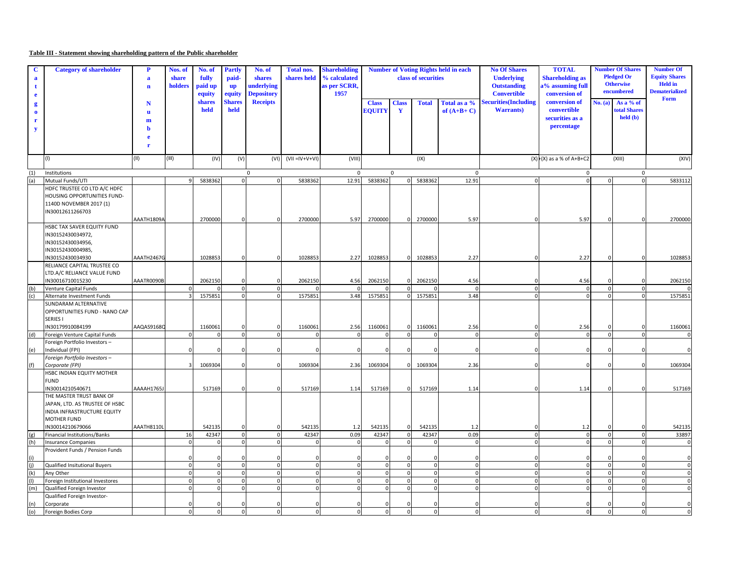**Table III - Statement showing shareholding pattern of the Public shareholder**

| Category | Category of shareholder | PAN | Nos. of share holders | No. of fully paid up equity shares held | Partly paid-up equity Shares held | No. of shares underlying Depository Receipts | Total nos. shares held | Shareholding % calculated as per SCRR, 1957 | Number of Voting Rights held in each class of securities | | | | No Of Shares Underlying Outstanding Convertible Securities(Including Warrants) | TOTAL Shareholding as a% assuming full conversion of conversion of convertible securities as a percentage | Number Of Shares Pledged Or Otherwise encumbered | | Number Of Equity Shares Held in Dematerialized Form |
|---|---|---|---|---|---|---|---|---|---|---|---|---|---|---|---|---|---|
| | | | | | | | | | Class EQUITY | Class Y | Total | Total as a % of (A+B+ C) | | | No. (a) | As a % of total Shares held (b) | |
| | (I) | (II) | (III) | (IV) | (V) | (VI) | (VII =IV+V+VI) | (VIII) | (IX) | | | | (X) | (XI)=(VII)+(X) as a % of A+B+C2 | (XIII) | | (XIV) |
| (1) | Institutions | | | | | 0 | | 0 | 0 | | | 0 | | 0 | | 0 | |
| (a) | Mutual Funds/UTI | | 9 | 5838362 | 0 | 0 | 5838362 | 12.91 | 5838362 | 0 | 5838362 | 12.91 | 0 | 0 | 0 | 0 | 5833112 |
| | HDFC TRUSTEE CO LTD A/C HDFC HOUSING OPPORTUNITIES FUND-1140D NOVEMBER 2017 (1) IN30012611266703 | AAATH1809A | | 2700000 | 0 | 0 | 2700000 | 5.97 | 2700000 | 0 | 2700000 | 5.97 | 0 | 5.97 | 0 | 0 | 2700000 |
| | HSBC TAX SAVER EQUITY FUND IN30152430034972, IN30152430034956, IN30152430004985, IN30152430034930 | AAATH2467G | | 1028853 | 0 | 0 | 1028853 | 2.27 | 1028853 | 0 | 1028853 | 2.27 | 0 | 2.27 | 0 | 0 | 1028853 |
| | RELIANCE CAPITAL TRUSTEE CO LTD.A/C RELIANCE VALUE FUND IN30016710015230 | AAATR0090B | | 2062150 | 0 | 0 | 2062150 | 4.56 | 2062150 | 0 | 2062150 | 4.56 | 0 | 4.56 | 0 | 0 | 2062150 |
| (b) | Venture Capital Funds | | 0 | 0 | 0 | 0 | 0 | 0 | 0 | 0 | 0 | 0 | 0 | 0 | 0 | 0 | 0 |
| (c) | Alternate Investment Funds | | 3 | 1575851 | 0 | 0 | 1575851 | 3.48 | 1575851 | 0 | 1575851 | 3.48 | 0 | 0 | 0 | 0 | 1575851 |
| | SUNDARAM ALTERNATIVE OPPORTUNITIES FUND - NANO CAP SERIES I IN30179910084199 | AAQAS9168Q | | 1160061 | 0 | 0 | 1160061 | 2.56 | 1160061 | 0 | 1160061 | 2.56 | 0 | 2.56 | 0 | 0 | 1160061 |
| (d) | Foreign Venture Capital Funds | | 0 | 0 | 0 | 0 | 0 | 0 | 0 | 0 | 0 | 0 | 0 | 0 | 0 | 0 | 0 |
| (e) | Foreign Portfolio Investors – Individual (FPI) | | 0 | 0 | 0 | 0 | 0 | 0 | 0 | 0 | 0 | 0 | 0 | 0 | 0 | 0 | 0 |
| (f) | Foreign Portfolio Investors – Corporate (FPI) | | 3 | 1069304 | 0 | 0 | 1069304 | 2.36 | 1069304 | 0 | 1069304 | 2.36 | 0 | 0 | 0 | 0 | 1069304 |
| | HSBC INDIAN EQUITY MOTHER FUND IN30014210540671 | AAAAH1765J | | 517169 | 0 | 0 | 517169 | 1.14 | 517169 | 0 | 517169 | 1.14 | 0 | 1.14 | 0 | 0 | 517169 |
| | THE MASTER TRUST BANK OF JAPAN, LTD. AS TRUSTEE OF HSBC INDIA INFRASTRUCTURE EQUITY MOTHER FUND IN30014210679066 | AAATH8110L | | 542135 | 0 | 0 | 542135 | 1.2 | 542135 | 0 | 542135 | 1.2 | 0 | 1.2 | 0 | 0 | 542135 |
| (g) | Financial Institutions/Banks | | 16 | 42347 | 0 | 0 | 42347 | 0.09 | 42347 | 0 | 42347 | 0.09 | 0 | 0 | 0 | 0 | 33897 |
| (h) | Insurance Companies | | 0 | 0 | 0 | 0 | 0 | 0 | 0 | 0 | 0 | 0 | 0 | 0 | 0 | 0 | 0 |
| (i) | Provident Funds / Pension Funds | | 0 | 0 | 0 | 0 | 0 | 0 | 0 | 0 | 0 | 0 | 0 | 0 | 0 | 0 | 0 |
| (j) | Qualified Insitutional Buyers | | 0 | 0 | 0 | 0 | 0 | 0 | 0 | 0 | 0 | 0 | 0 | 0 | 0 | 0 | 0 |
| (k) | Any Other | | 0 | 0 | 0 | 0 | 0 | 0 | 0 | 0 | 0 | 0 | 0 | 0 | 0 | 0 | 0 |
| (l) | Foreign Institutional Investores | | 0 | 0 | 0 | 0 | 0 | 0 | 0 | 0 | 0 | 0 | 0 | 0 | 0 | 0 | 0 |
| (m) | Qualified Foreign Investor | | 0 | 0 | 0 | 0 | 0 | 0 | 0 | 0 | 0 | 0 | 0 | 0 | 0 | 0 | 0 |
| (n) | Qualified Foreign Investor-Corporate | | 0 | 0 | 0 | 0 | 0 | 0 | 0 | 0 | 0 | 0 | 0 | 0 | 0 | 0 | 0 |
| (o) | Foreign Bodies Corp | | 0 | 0 | 0 | 0 | 0 | 0 | 0 | 0 | 0 | 0 | 0 | 0 | 0 | 0 | 0 |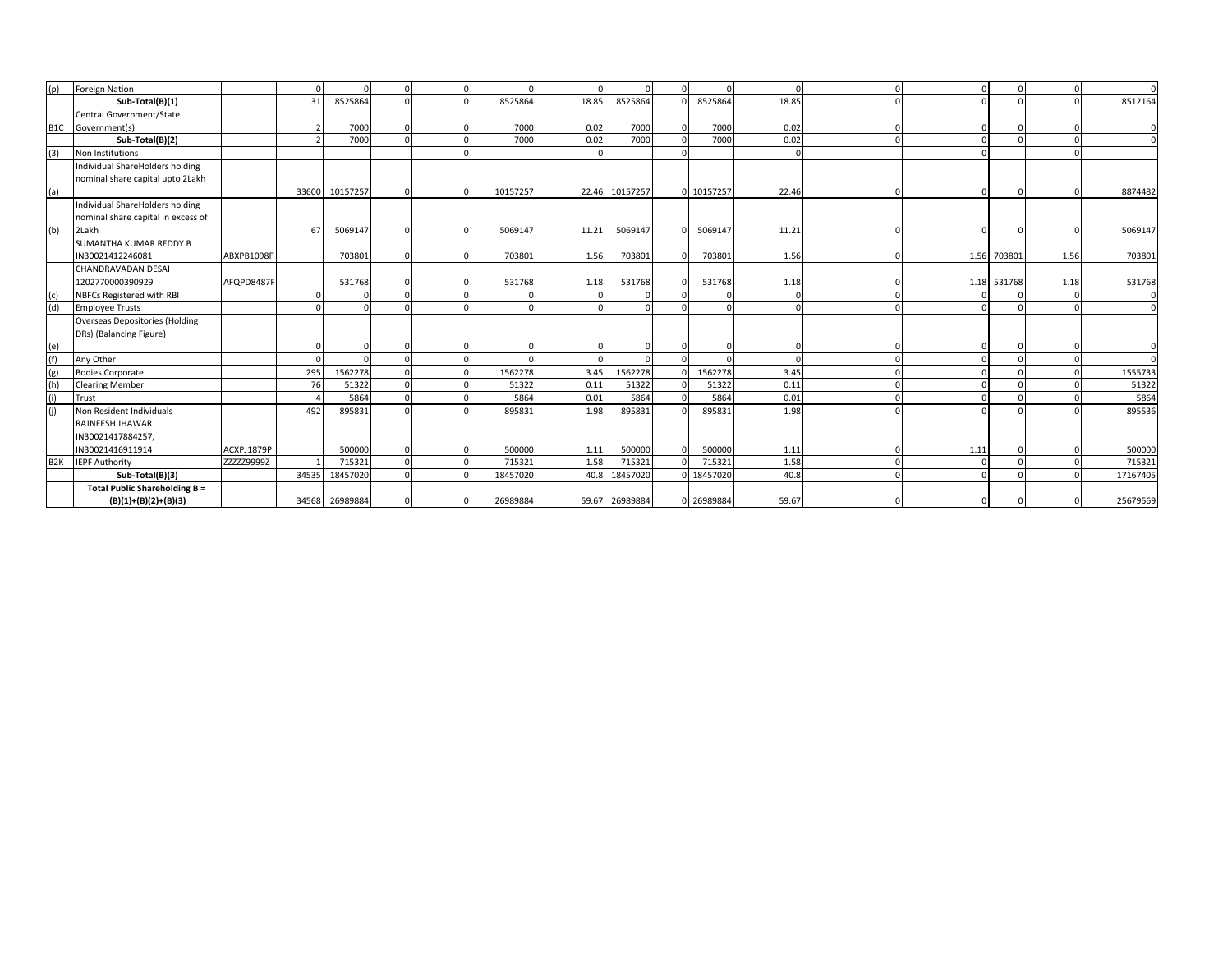| | | | | | | | | | | | | | | | | | |
|---|---|---|---|---|---|---|---|---|---|---|---|---|---|---|---|---|---|
| (p) | Foreign Nation | | 0 | 0 | 0 | 0 | 0 | 0 | 0 | 0 | 0 | 0 | 0 | 0 | 0 | 0 | 0 |
| | **Sub-Total(B)(1)** | | 31 | 8525864 | 0 | 0 | 8525864 | 18.85 | 8525864 | 0 | 8525864 | 18.85 | 0 | 0 | 0 | 0 | 8512164 |
| B1C | Central Government/State Government(s) | | 2 | 7000 | 0 | 0 | 7000 | 0.02 | 7000 | 0 | 7000 | 0.02 | 0 | 0 | 0 | 0 | 0 |
| | **Sub-Total(B)(2)** | | 2 | 7000 | 0 | 0 | 7000 | 0.02 | 7000 | 0 | 7000 | 0.02 | 0 | 0 | 0 | 0 | 0 |
| (3) | Non Institutions | | | | | 0 | | 0 | | 0 | | 0 | | 0 | | 0 | |
| (a) | Individual ShareHolders holding nominal share capital upto 2Lakh | | 33600 | 10157257 | 0 | 0 | 10157257 | 22.46 | 10157257 | 0 | 10157257 | 22.46 | 0 | 0 | 0 | 0 | 8874482 |
| (b) | Individual ShareHolders holding nominal share capital in excess of 2Lakh | | 67 | 5069147 | 0 | 0 | 5069147 | 11.21 | 5069147 | 0 | 5069147 | 11.21 | 0 | 0 | 0 | 0 | 5069147 |
| | SUMANTHA KUMAR REDDY B IN30021412246081 | ABXPB1098F | | 703801 | 0 | 0 | 703801 | 1.56 | 703801 | 0 | 703801 | 1.56 | 0 | 1.56 | 703801 | 1.56 | 703801 |
| | CHANDRAVADAN DESAI 1202770000390929 | AFQPD8487F | | 531768 | 0 | 0 | 531768 | 1.18 | 531768 | 0 | 531768 | 1.18 | 0 | 1.18 | 531768 | 1.18 | 531768 |
| (c) | NBFCs Registered with RBI | | 0 | 0 | 0 | 0 | 0 | 0 | 0 | 0 | 0 | 0 | 0 | 0 | 0 | 0 | 0 |
| (d) | Employee Trusts | | 0 | 0 | 0 | 0 | 0 | 0 | 0 | 0 | 0 | 0 | 0 | 0 | 0 | 0 | 0 |
| (e) | Overseas Depositories (Holding DRs) (Balancing Figure) | | 0 | 0 | 0 | 0 | 0 | 0 | 0 | 0 | 0 | 0 | 0 | 0 | 0 | 0 | 0 |
| (f) | Any Other | | 0 | 0 | 0 | 0 | 0 | 0 | 0 | 0 | 0 | 0 | 0 | 0 | 0 | 0 | 0 |
| (g) | Bodies Corporate | | 295 | 1562278 | 0 | 0 | 1562278 | 3.45 | 1562278 | 0 | 1562278 | 3.45 | 0 | 0 | 0 | 0 | 1555733 |
| (h) | Clearing Member | | 76 | 51322 | 0 | 0 | 51322 | 0.11 | 51322 | 0 | 51322 | 0.11 | 0 | 0 | 0 | 0 | 51322 |
| (i) | Trust | | 4 | 5864 | 0 | 0 | 5864 | 0.01 | 5864 | 0 | 5864 | 0.01 | 0 | 0 | 0 | 0 | 5864 |
| (j) | Non Resident Individuals | | 492 | 895831 | 0 | 0 | 895831 | 1.98 | 895831 | 0 | 895831 | 1.98 | 0 | 0 | 0 | 0 | 895536 |
| | RAJNEESH JHAWAR IN30021417884257, IN30021416911914 | ACXPJ1879P | | 500000 | 0 | 0 | 500000 | 1.11 | 500000 | 0 | 500000 | 1.11 | 0 | 1.11 | 0 | 0 | 500000 |
| B2K | IEPF Authority | ZZZZZ9999Z | 1 | 715321 | 0 | 0 | 715321 | 1.58 | 715321 | 0 | 715321 | 1.58 | 0 | 0 | 0 | 0 | 715321 |
| | **Sub-Total(B)(3)** | | 34535 | 18457020 | 0 | 0 | 18457020 | 40.8 | 18457020 | 0 | 18457020 | 40.8 | 0 | 0 | 0 | 0 | 17167405 |
| | **Total Public Shareholding B = (B)(1)+(B)(2)+(B)(3)** | | 34568 | 26989884 | 0 | 0 | 26989884 | 59.67 | 26989884 | 0 | 26989884 | 59.67 | 0 | 0 | 0 | 0 | 25679569 |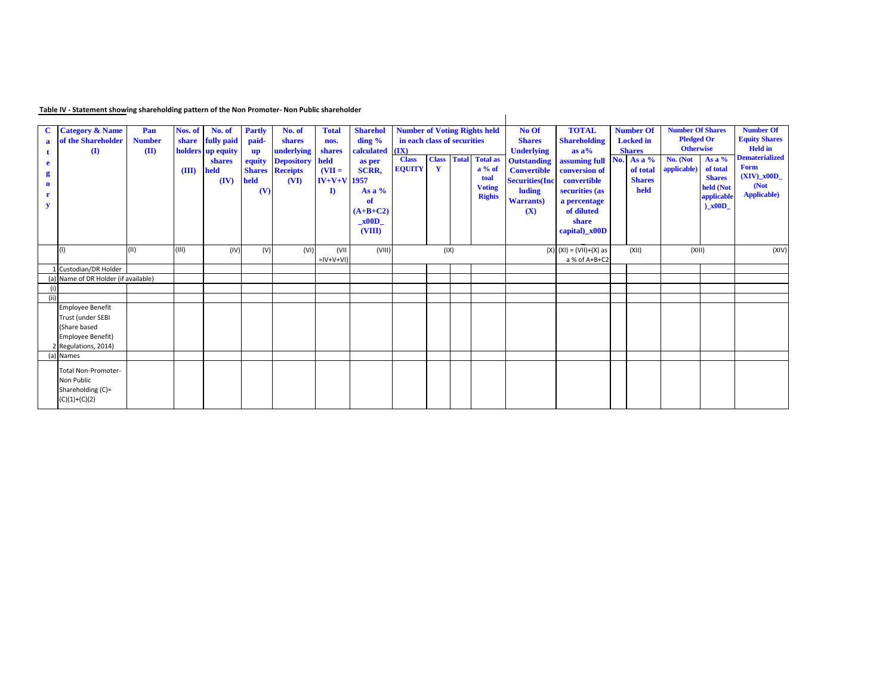**Table IV - Statement showing shareholding pattern of the Non Promoter- Non Public shareholder**

| Category | Category & Name of the Shareholder (I) | Pan Number (II) | Nos. of share holders (III) | No. of fully paid up equity shares held (IV) | Partly paid-up equity Shares held (V) | No. of shares underlying Depository Receipts (VI) | Total nos. shares held (VII = IV+V+VI) | Shareholding % calculated as per SCRR, 1957 As a % of (A+B+C2) _x00D_ (VIII) | Number of Voting Rights held in each class of securities (IX) | | | | No Of Shares Underlying Outstanding Convertible Securities(Including Warrants) (X) | TOTAL Shareholding as a% assuming full conversion of convertible securities (as a percentage of diluted share capital)_x00D | Number Of Locked in Shares | | Number Of Shares Pledged Or Otherwise | | Number Of Equity Shares Held in Dematerialized Form (XIV)_x00D_ (Not Applicable) |
|---|---|---|---|---|---|---|---|---|---|---|---|---|---|---|---|---|---|---|---|
| | | | | | | | | | Class EQUITY | Class Y | Total | Total as a % of toal Voting Rights | | | No. | As a % of total Shares held | No. (Not applicable) | As a % of total Shares held (Not applicable)_x00D_ | |
| | (I) | (II) | (III) | (IV) | (V) | (VI) | (VII =IV+V+VI) | (VIII) | (IX) | | | | (X) | (XI) = (VII)+(X) as a % of A+B+C2 | (XII) | | (XIII) | | (XIV) |
| 1 | Custodian/DR Holder | | | | | | | | | | | | | | | | | | |
| (a) | Name of DR Holder (if available) | | | | | | | | | | | | | | | | | | |
| (i) | | | | | | | | | | | | | | | | | | | |
| (ii) | | | | | | | | | | | | | | | | | | | |
| 2 | Employee Benefit Trust (under SEBI (Share based Employee Benefit) Regulations, 2014) | | | | | | | | | | | | | | | | | | |
| (a) | Names | | | | | | | | | | | | | | | | | | |
| | Total Non-Promoter-Non Public Shareholding (C)= (C)(1)+(C)(2) | | | | | | | | | | | | | | | | | | |